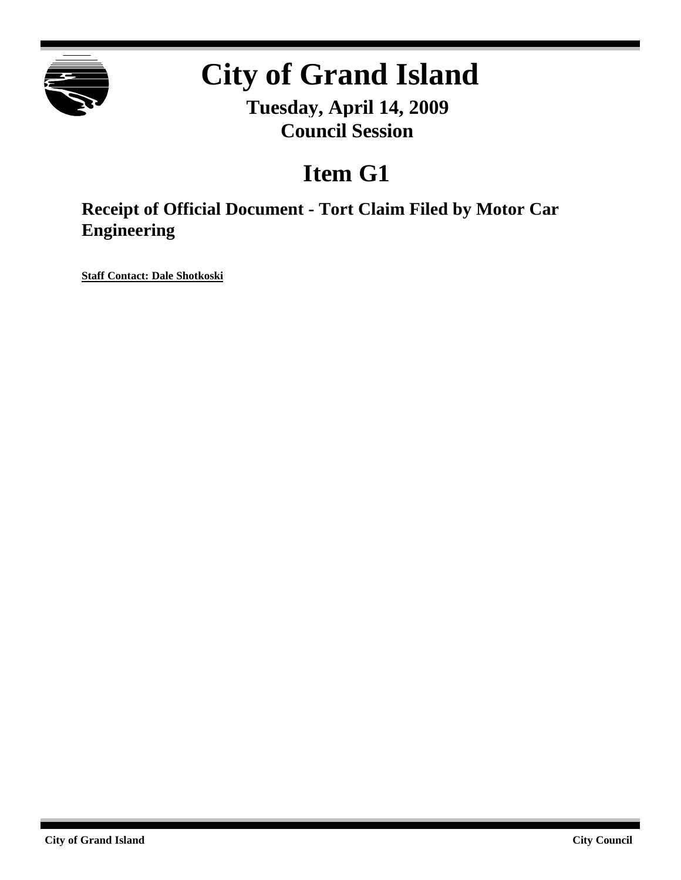# City of Grand Island

**Tuesday, April 14, 2009**
**Council Session**

# Item G1

## Receipt of Official Document - Tort Claim Filed by Motor Car Engineering

**Staff Contact: Dale Shotkoski**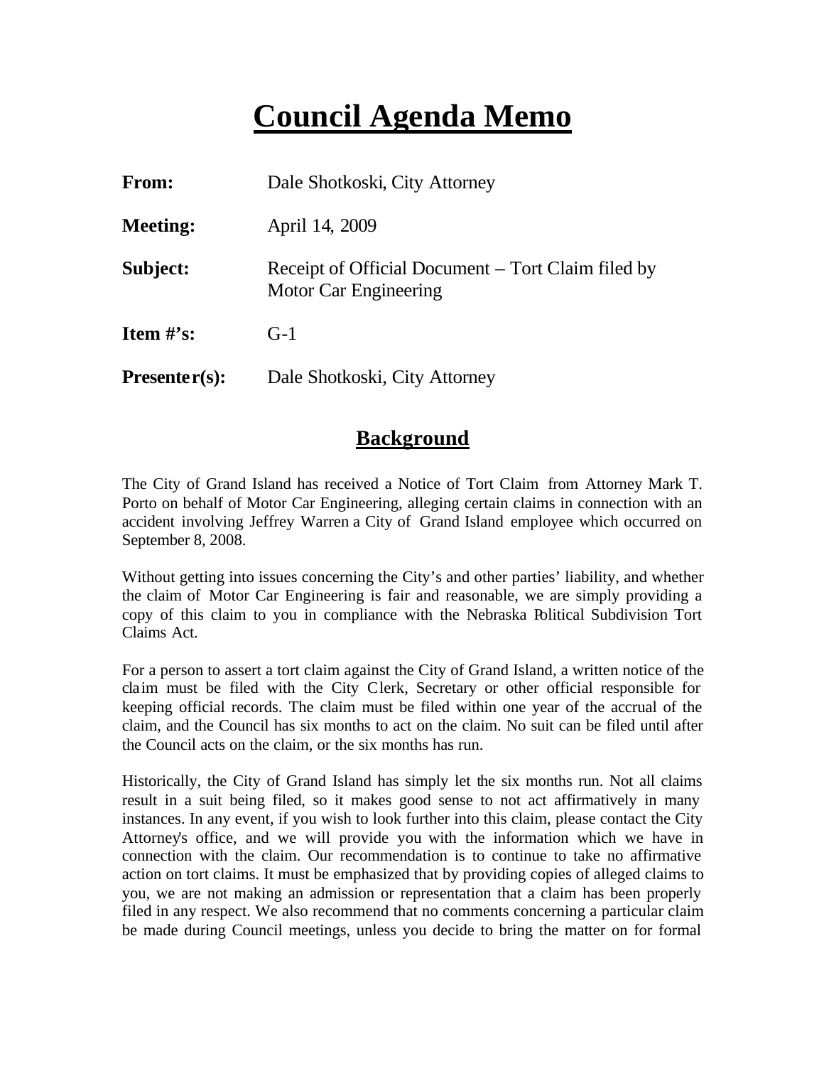# Council Agenda Memo

| | |
|---|---|
| **From:** | Dale Shotkoski, City Attorney |
| **Meeting:** | April 14, 2009 |
| **Subject:** | Receipt of Official Document – Tort Claim filed by Motor Car Engineering |
| **Item #'s:** | G-1 |
| **Presenter(s):** | Dale Shotkoski, City Attorney |

## Background

The City of Grand Island has received a Notice of Tort Claim from Attorney Mark T. Porto on behalf of Motor Car Engineering, alleging certain claims in connection with an accident involving Jeffrey Warren a City of Grand Island employee which occurred on September 8, 2008.

Without getting into issues concerning the City's and other parties' liability, and whether the claim of Motor Car Engineering is fair and reasonable, we are simply providing a copy of this claim to you in compliance with the Nebraska Political Subdivision Tort Claims Act.

For a person to assert a tort claim against the City of Grand Island, a written notice of the claim must be filed with the City Clerk, Secretary or other official responsible for keeping official records. The claim must be filed within one year of the accrual of the claim, and the Council has six months to act on the claim. No suit can be filed until after the Council acts on the claim, or the six months has run.

Historically, the City of Grand Island has simply let the six months run. Not all claims result in a suit being filed, so it makes good sense to not act affirmatively in many instances. In any event, if you wish to look further into this claim, please contact the City Attorney's office, and we will provide you with the information which we have in connection with the claim. Our recommendation is to continue to take no affirmative action on tort claims. It must be emphasized that by providing copies of alleged claims to you, we are not making an admission or representation that a claim has been properly filed in any respect. We also recommend that no comments concerning a particular claim be made during Council meetings, unless you decide to bring the matter on for formal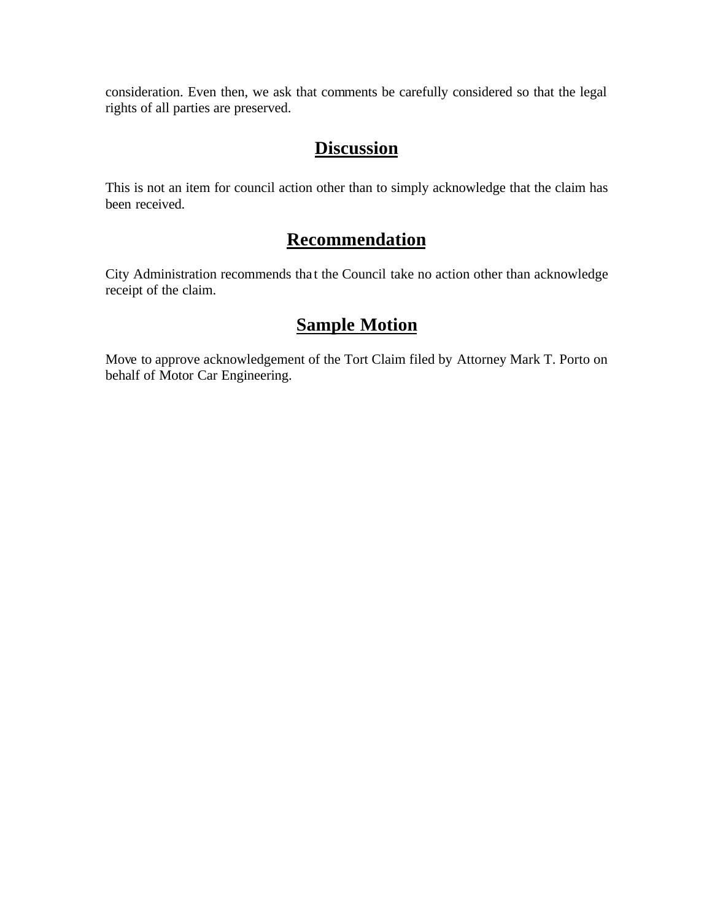consideration. Even then, we ask that comments be carefully considered so that the legal rights of all parties are preserved.

## Discussion

This is not an item for council action other than to simply acknowledge that the claim has been received.

## Recommendation

City Administration recommends that the Council take no action other than acknowledge receipt of the claim.

## Sample Motion

Move to approve acknowledgement of the Tort Claim filed by Attorney Mark T. Porto on behalf of Motor Car Engineering.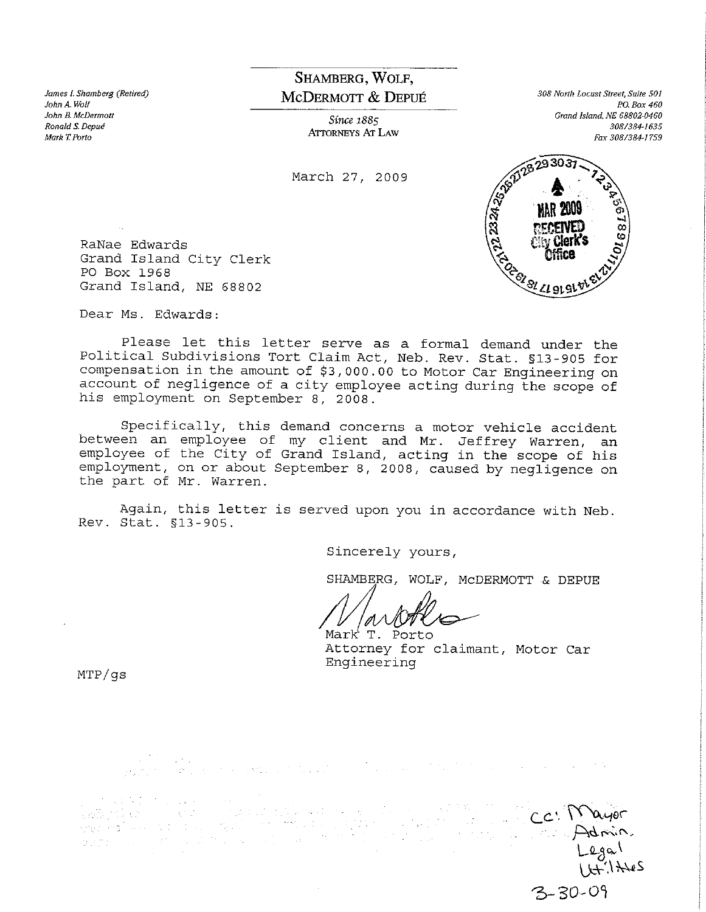James I. Shamberg (Retired)
John A. Wolf
John B. McDermott
Ronald S. Depué
Mark T. Porto

# SHAMBERG, WOLF, McDERMOTT & DEPUÉ

*Since 1885*
ATTORNEYS AT LAW

308 North Locust Street, Suite 501
P.O. Box 460
Grand Island, NE 68802-0460
308/384-1635
Fax 308/384-1759

March 27, 2009

MAR 2009
RECEIVED
City Clerk's Office

RaNae Edwards
Grand Island City Clerk
PO Box 1968
Grand Island, NE 68802

Dear Ms. Edwards:

Please let this letter serve as a formal demand under the Political Subdivisions Tort Claim Act, Neb. Rev. Stat. §13-905 for compensation in the amount of $3,000.00 to Motor Car Engineering on account of negligence of a city employee acting during the scope of his employment on September 8, 2008.

Specifically, this demand concerns a motor vehicle accident between an employee of my client and Mr. Jeffrey Warren, an employee of the City of Grand Island, acting in the scope of his employment, on or about September 8, 2008, caused by negligence on the part of Mr. Warren.

Again, this letter is served upon you in accordance with Neb. Rev. Stat. §13-905.

Sincerely yours,

SHAMBERG, WOLF, McDERMOTT & DEPUE

Mark T. Porto
Attorney for claimant, Motor Car Engineering

MTP/gs

cc: Mayor
Admin.
Legal
Utilities
3-30-09